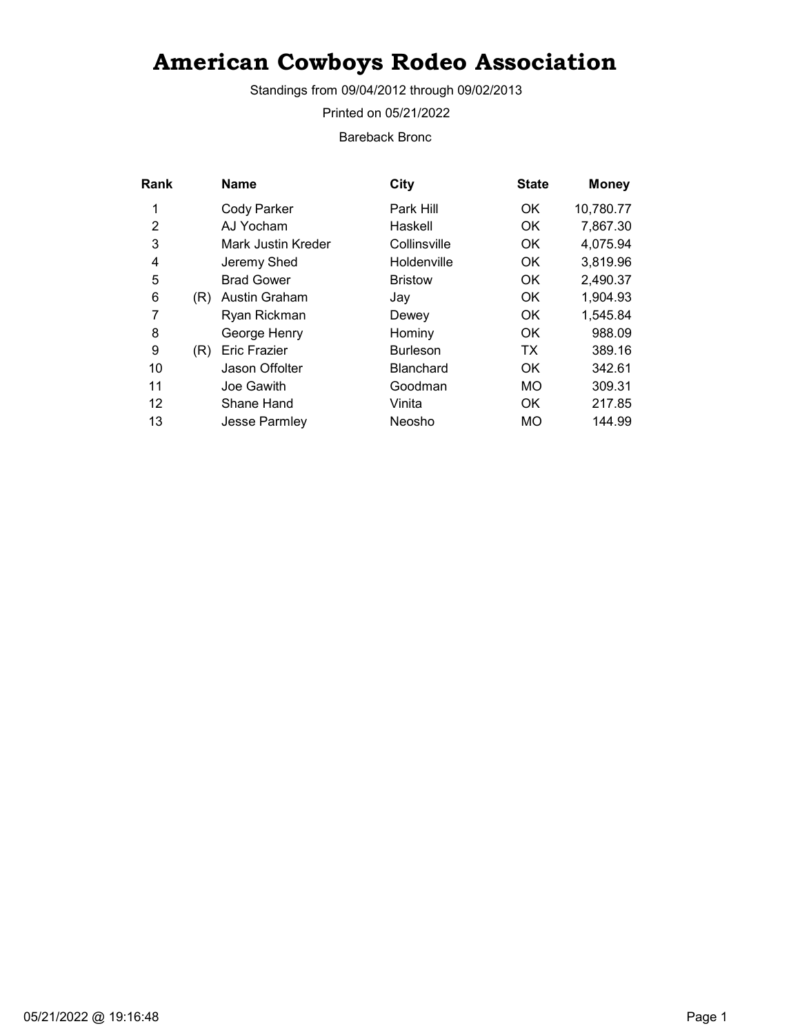# American Cowboys Rodeo Association

Standings from 09/04/2012 through 09/02/2013

Printed on 05/21/2022

Bareback Bronc

| Rank | | Name | City | State | Money |
|---|---|---|---|---|---|
| 1 | | Cody Parker | Park Hill | OK | 10,780.77 |
| 2 | | AJ Yocham | Haskell | OK | 7,867.30 |
| 3 | | Mark Justin Kreder | Collinsville | OK | 4,075.94 |
| 4 | | Jeremy Shed | Holdenville | OK | 3,819.96 |
| 5 | | Brad Gower | Bristow | OK | 2,490.37 |
| 6 | (R) | Austin Graham | Jay | OK | 1,904.93 |
| 7 | | Ryan Rickman | Dewey | OK | 1,545.84 |
| 8 | | George Henry | Hominy | OK | 988.09 |
| 9 | (R) | Eric Frazier | Burleson | TX | 389.16 |
| 10 | | Jason Offolter | Blanchard | OK | 342.61 |
| 11 | | Joe Gawith | Goodman | MO | 309.31 |
| 12 | | Shane Hand | Vinita | OK | 217.85 |
| 13 | | Jesse Parmley | Neosho | MO | 144.99 |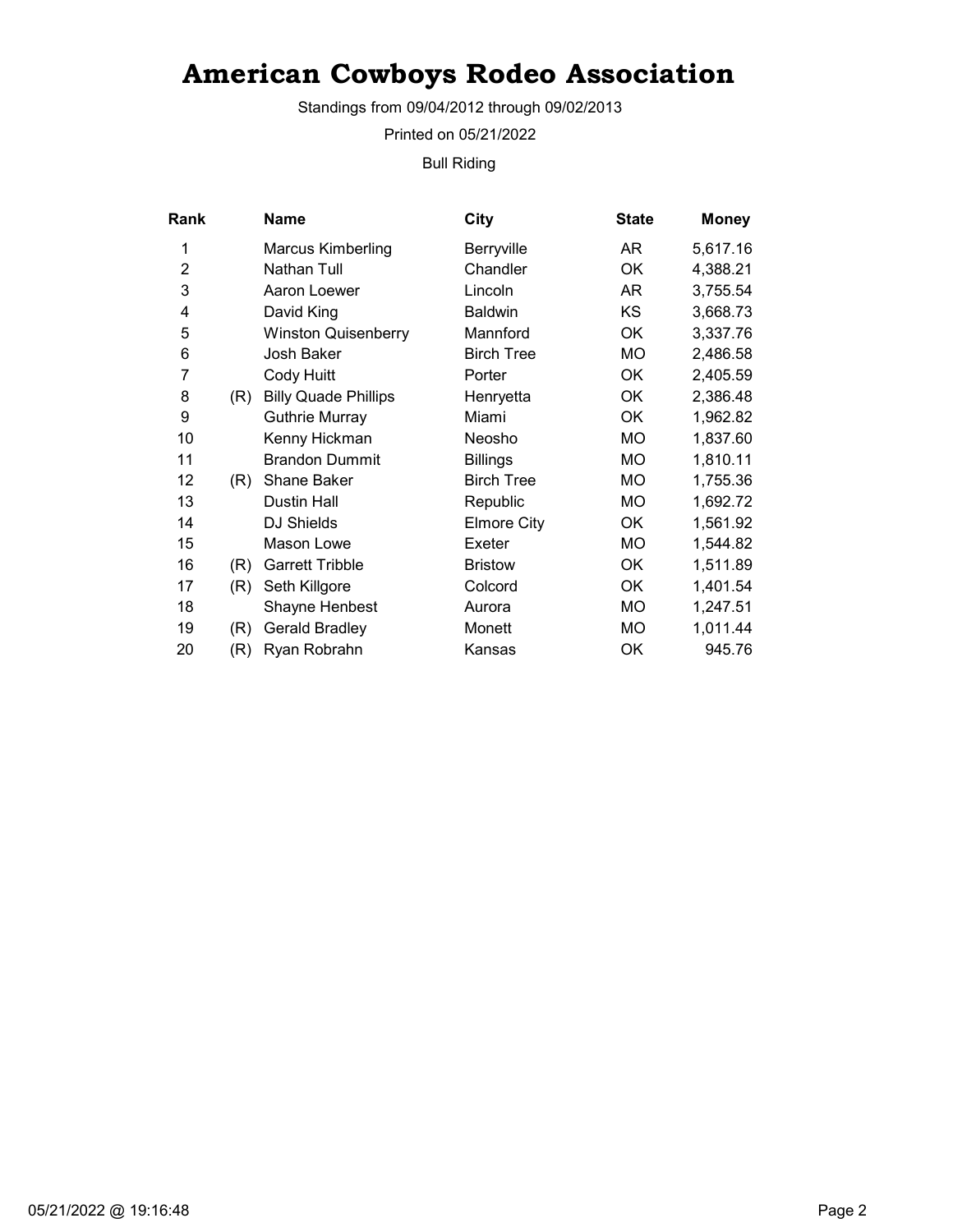# American Cowboys Rodeo Association

Standings from 09/04/2012 through 09/02/2013

Printed on 05/21/2022

Bull Riding

| Rank | | Name | City | State | Money |
|---|---|---|---|---|---|
| 1 | | Marcus Kimberling | Berryville | AR | 5,617.16 |
| 2 | | Nathan Tull | Chandler | OK | 4,388.21 |
| 3 | | Aaron Loewer | Lincoln | AR | 3,755.54 |
| 4 | | David King | Baldwin | KS | 3,668.73 |
| 5 | | Winston Quisenberry | Mannford | OK | 3,337.76 |
| 6 | | Josh Baker | Birch Tree | MO | 2,486.58 |
| 7 | | Cody Huitt | Porter | OK | 2,405.59 |
| 8 | (R) | Billy Quade Phillips | Henryetta | OK | 2,386.48 |
| 9 | | Guthrie Murray | Miami | OK | 1,962.82 |
| 10 | | Kenny Hickman | Neosho | MO | 1,837.60 |
| 11 | | Brandon Dummit | Billings | MO | 1,810.11 |
| 12 | (R) | Shane Baker | Birch Tree | MO | 1,755.36 |
| 13 | | Dustin Hall | Republic | MO | 1,692.72 |
| 14 | | DJ Shields | Elmore City | OK | 1,561.92 |
| 15 | | Mason Lowe | Exeter | MO | 1,544.82 |
| 16 | (R) | Garrett Tribble | Bristow | OK | 1,511.89 |
| 17 | (R) | Seth Killgore | Colcord | OK | 1,401.54 |
| 18 | | Shayne Henbest | Aurora | MO | 1,247.51 |
| 19 | (R) | Gerald Bradley | Monett | MO | 1,011.44 |
| 20 | (R) | Ryan Robrahn | Kansas | OK | 945.76 |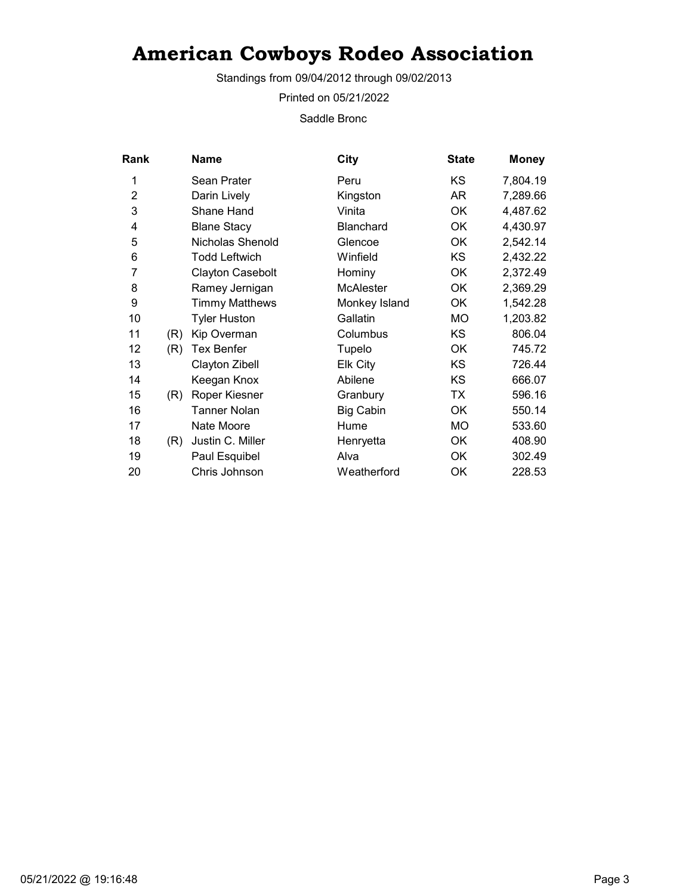# American Cowboys Rodeo Association

Standings from 09/04/2012 through 09/02/2013

Printed on 05/21/2022

Saddle Bronc

| Rank | | Name | City | State | Money |
|---|---|---|---|---|---|
| 1 | | Sean Prater | Peru | KS | 7,804.19 |
| 2 | | Darin Lively | Kingston | AR | 7,289.66 |
| 3 | | Shane Hand | Vinita | OK | 4,487.62 |
| 4 | | Blane Stacy | Blanchard | OK | 4,430.97 |
| 5 | | Nicholas Shenold | Glencoe | OK | 2,542.14 |
| 6 | | Todd Leftwich | Winfield | KS | 2,432.22 |
| 7 | | Clayton Casebolt | Hominy | OK | 2,372.49 |
| 8 | | Ramey Jernigan | McAlester | OK | 2,369.29 |
| 9 | | Timmy Matthews | Monkey Island | OK | 1,542.28 |
| 10 | | Tyler Huston | Gallatin | MO | 1,203.82 |
| 11 | (R) | Kip Overman | Columbus | KS | 806.04 |
| 12 | (R) | Tex Benfer | Tupelo | OK | 745.72 |
| 13 | | Clayton Zibell | Elk City | KS | 726.44 |
| 14 | | Keegan Knox | Abilene | KS | 666.07 |
| 15 | (R) | Roper Kiesner | Granbury | TX | 596.16 |
| 16 | | Tanner Nolan | Big Cabin | OK | 550.14 |
| 17 | | Nate Moore | Hume | MO | 533.60 |
| 18 | (R) | Justin C. Miller | Henryetta | OK | 408.90 |
| 19 | | Paul Esquibel | Alva | OK | 302.49 |
| 20 | | Chris Johnson | Weatherford | OK | 228.53 |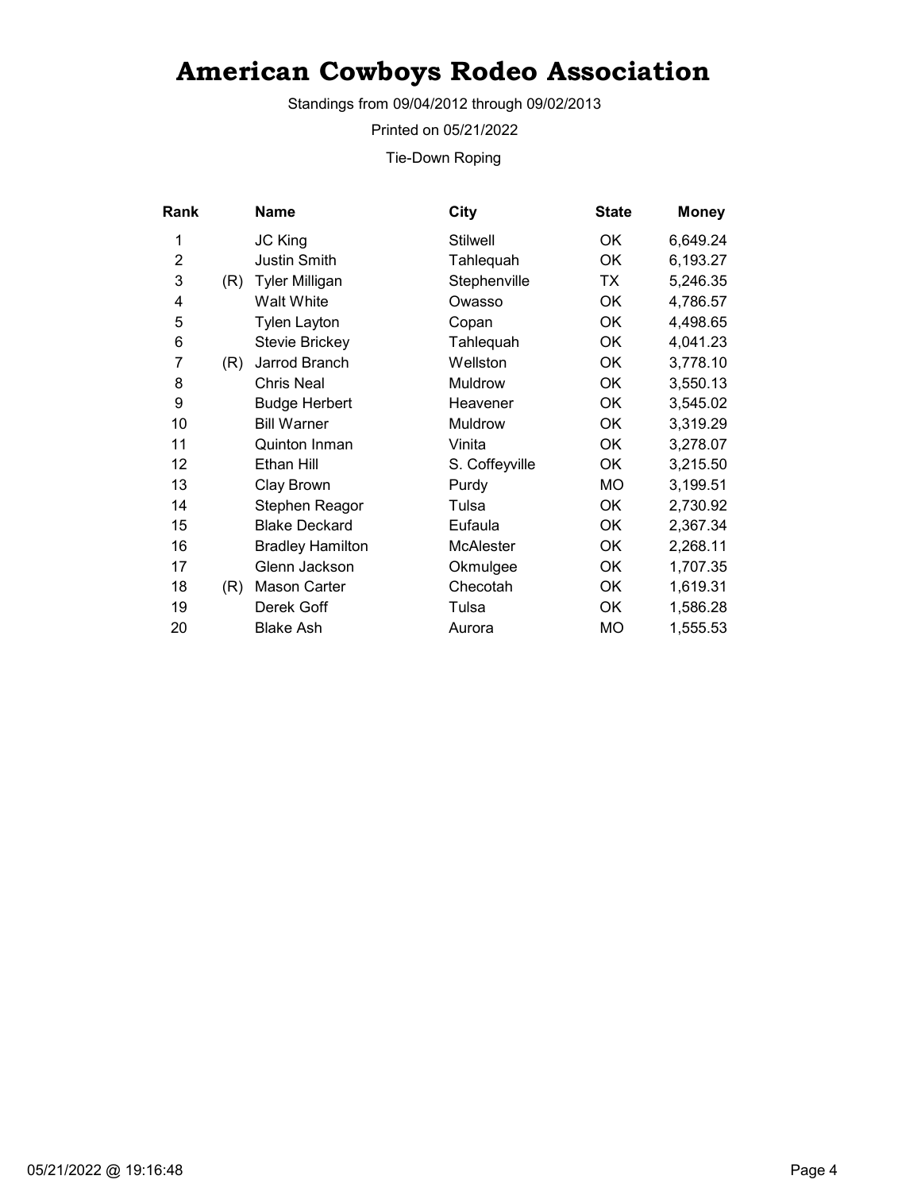# American Cowboys Rodeo Association

Standings from 09/04/2012 through 09/02/2013

Printed on 05/21/2022

Tie-Down Roping

| Rank | | Name | City | State | Money |
|---|---|---|---|---|---|
| 1 | | JC King | Stilwell | OK | 6,649.24 |
| 2 | | Justin Smith | Tahlequah | OK | 6,193.27 |
| 3 | (R) | Tyler Milligan | Stephenville | TX | 5,246.35 |
| 4 | | Walt White | Owasso | OK | 4,786.57 |
| 5 | | Tylen Layton | Copan | OK | 4,498.65 |
| 6 | | Stevie Brickey | Tahlequah | OK | 4,041.23 |
| 7 | (R) | Jarrod Branch | Wellston | OK | 3,778.10 |
| 8 | | Chris Neal | Muldrow | OK | 3,550.13 |
| 9 | | Budge Herbert | Heavener | OK | 3,545.02 |
| 10 | | Bill Warner | Muldrow | OK | 3,319.29 |
| 11 | | Quinton Inman | Vinita | OK | 3,278.07 |
| 12 | | Ethan Hill | S. Coffeyville | OK | 3,215.50 |
| 13 | | Clay Brown | Purdy | MO | 3,199.51 |
| 14 | | Stephen Reagor | Tulsa | OK | 2,730.92 |
| 15 | | Blake Deckard | Eufaula | OK | 2,367.34 |
| 16 | | Bradley Hamilton | McAlester | OK | 2,268.11 |
| 17 | | Glenn Jackson | Okmulgee | OK | 1,707.35 |
| 18 | (R) | Mason Carter | Checotah | OK | 1,619.31 |
| 19 | | Derek Goff | Tulsa | OK | 1,586.28 |
| 20 | | Blake Ash | Aurora | MO | 1,555.53 |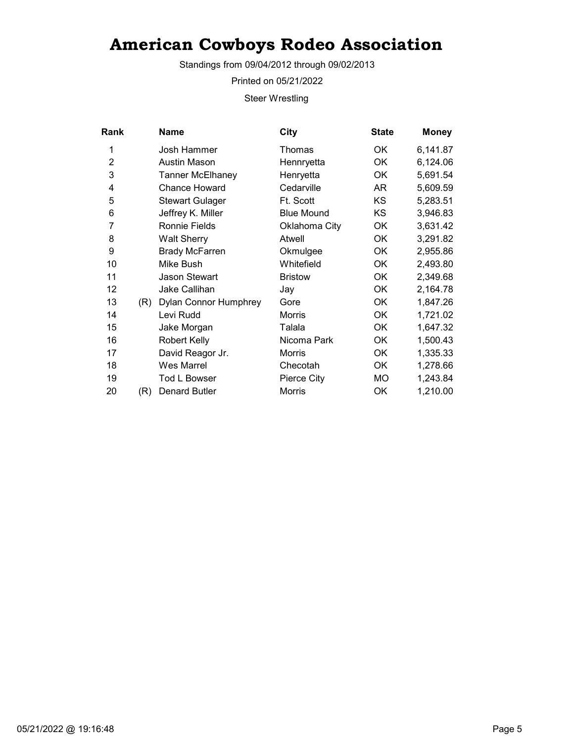# American Cowboys Rodeo Association

Standings from 09/04/2012 through 09/02/2013

Printed on 05/21/2022

Steer Wrestling

| Rank | | Name | City | State | Money |
|---|---|---|---|---|---|
| 1 | | Josh Hammer | Thomas | OK | 6,141.87 |
| 2 | | Austin Mason | Hennryetta | OK | 6,124.06 |
| 3 | | Tanner McElhaney | Henryetta | OK | 5,691.54 |
| 4 | | Chance Howard | Cedarville | AR | 5,609.59 |
| 5 | | Stewart Gulager | Ft. Scott | KS | 5,283.51 |
| 6 | | Jeffrey K. Miller | Blue Mound | KS | 3,946.83 |
| 7 | | Ronnie Fields | Oklahoma City | OK | 3,631.42 |
| 8 | | Walt Sherry | Atwell | OK | 3,291.82 |
| 9 | | Brady McFarren | Okmulgee | OK | 2,955.86 |
| 10 | | Mike Bush | Whitefield | OK | 2,493.80 |
| 11 | | Jason Stewart | Bristow | OK | 2,349.68 |
| 12 | | Jake Callihan | Jay | OK | 2,164.78 |
| 13 | (R) | Dylan Connor Humphrey | Gore | OK | 1,847.26 |
| 14 | | Levi Rudd | Morris | OK | 1,721.02 |
| 15 | | Jake Morgan | Talala | OK | 1,647.32 |
| 16 | | Robert Kelly | Nicoma Park | OK | 1,500.43 |
| 17 | | David Reagor Jr. | Morris | OK | 1,335.33 |
| 18 | | Wes Marrel | Checotah | OK | 1,278.66 |
| 19 | | Tod L Bowser | Pierce City | MO | 1,243.84 |
| 20 | (R) | Denard Butler | Morris | OK | 1,210.00 |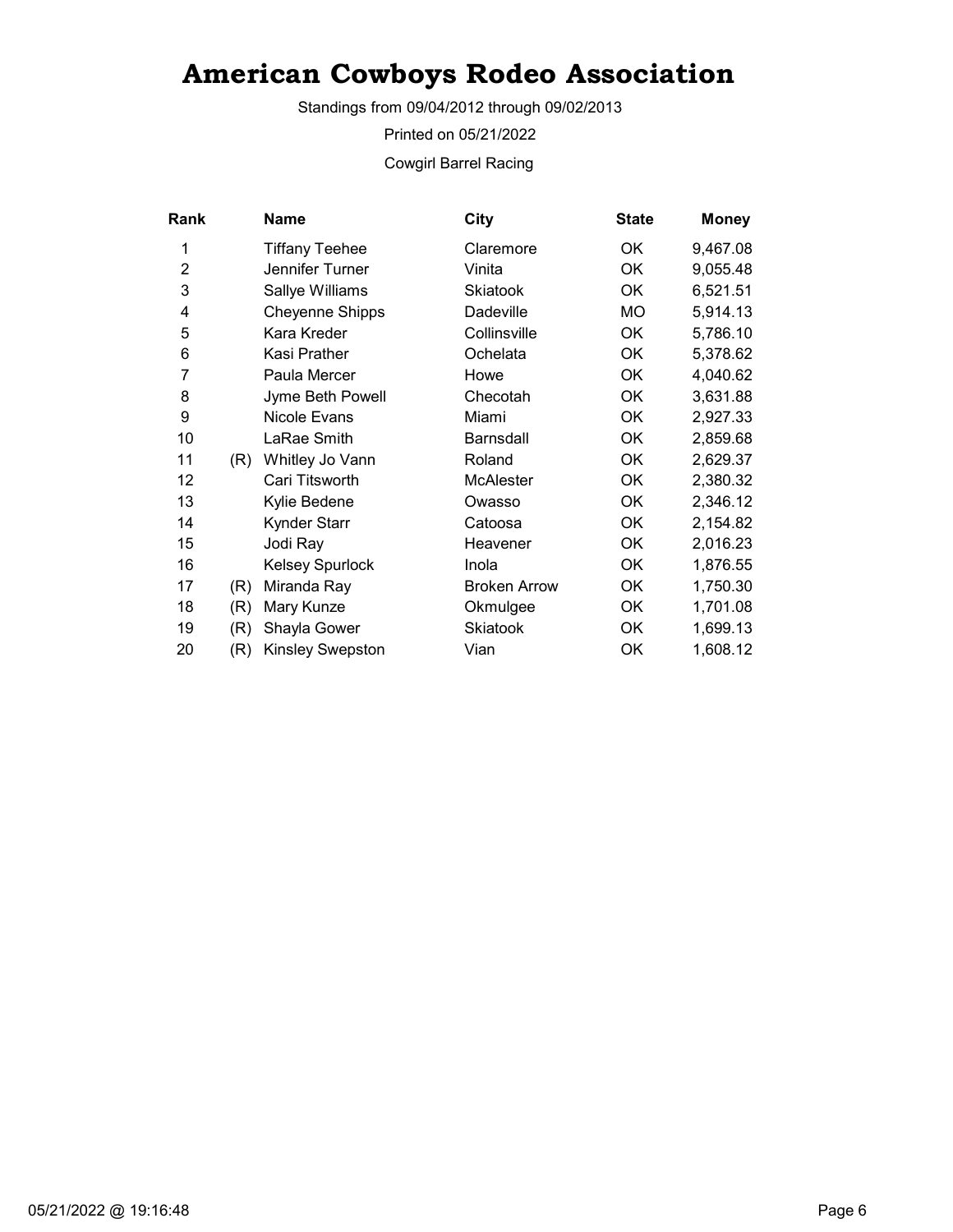# American Cowboys Rodeo Association

Standings from 09/04/2012 through 09/02/2013

Printed on 05/21/2022

Cowgirl Barrel Racing

| Rank | | Name | City | State | Money |
|---|---|---|---|---|---|
| 1 | | Tiffany Teehee | Claremore | OK | 9,467.08 |
| 2 | | Jennifer Turner | Vinita | OK | 9,055.48 |
| 3 | | Sallye Williams | Skiatook | OK | 6,521.51 |
| 4 | | Cheyenne Shipps | Dadeville | MO | 5,914.13 |
| 5 | | Kara Kreder | Collinsville | OK | 5,786.10 |
| 6 | | Kasi Prather | Ochelata | OK | 5,378.62 |
| 7 | | Paula Mercer | Howe | OK | 4,040.62 |
| 8 | | Jyme Beth Powell | Checotah | OK | 3,631.88 |
| 9 | | Nicole Evans | Miami | OK | 2,927.33 |
| 10 | | LaRae Smith | Barnsdall | OK | 2,859.68 |
| 11 | (R) | Whitley Jo Vann | Roland | OK | 2,629.37 |
| 12 | | Cari Titsworth | McAlester | OK | 2,380.32 |
| 13 | | Kylie Bedene | Owasso | OK | 2,346.12 |
| 14 | | Kynder Starr | Catoosa | OK | 2,154.82 |
| 15 | | Jodi Ray | Heavener | OK | 2,016.23 |
| 16 | | Kelsey Spurlock | Inola | OK | 1,876.55 |
| 17 | (R) | Miranda Ray | Broken Arrow | OK | 1,750.30 |
| 18 | (R) | Mary Kunze | Okmulgee | OK | 1,701.08 |
| 19 | (R) | Shayla Gower | Skiatook | OK | 1,699.13 |
| 20 | (R) | Kinsley Swepston | Vian | OK | 1,608.12 |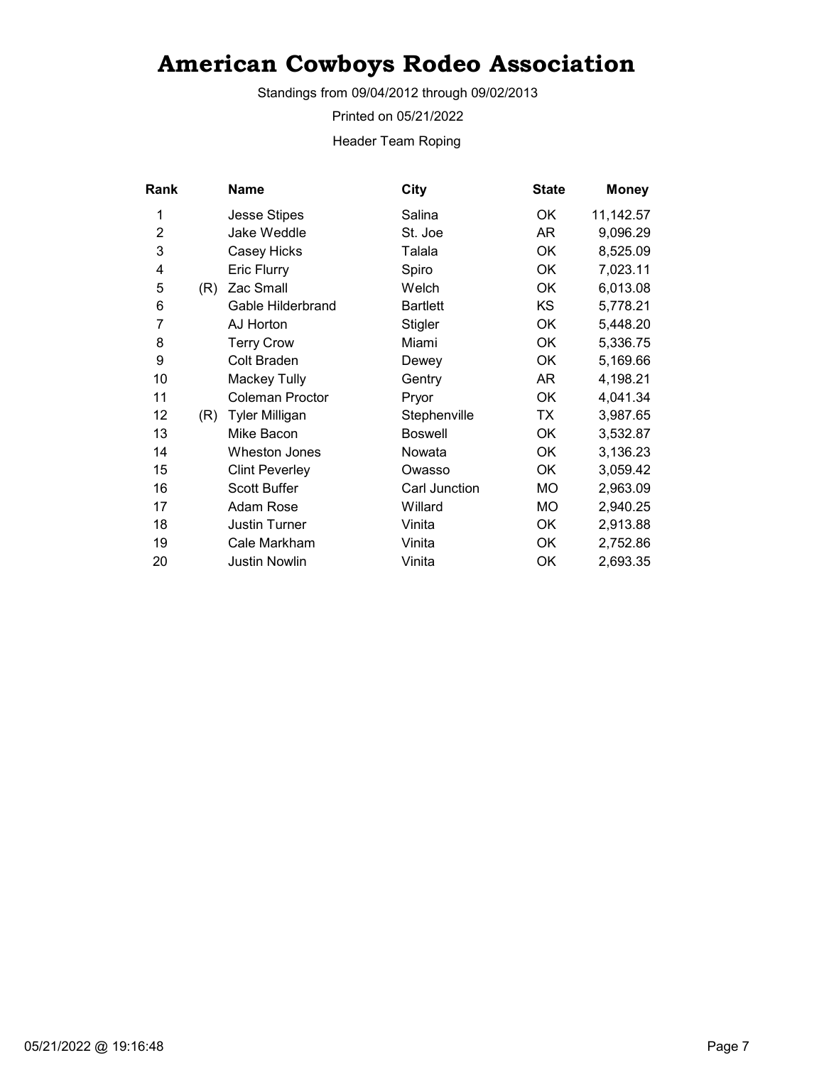# American Cowboys Rodeo Association

Standings from 09/04/2012 through 09/02/2013

Printed on 05/21/2022

Header Team Roping

| Rank | | Name | City | State | Money |
|---|---|---|---|---|---|
| 1 | | Jesse Stipes | Salina | OK | 11,142.57 |
| 2 | | Jake Weddle | St. Joe | AR | 9,096.29 |
| 3 | | Casey Hicks | Talala | OK | 8,525.09 |
| 4 | | Eric Flurry | Spiro | OK | 7,023.11 |
| 5 | (R) | Zac Small | Welch | OK | 6,013.08 |
| 6 | | Gable Hilderbrand | Bartlett | KS | 5,778.21 |
| 7 | | AJ Horton | Stigler | OK | 5,448.20 |
| 8 | | Terry Crow | Miami | OK | 5,336.75 |
| 9 | | Colt Braden | Dewey | OK | 5,169.66 |
| 10 | | Mackey Tully | Gentry | AR | 4,198.21 |
| 11 | | Coleman Proctor | Pryor | OK | 4,041.34 |
| 12 | (R) | Tyler Milligan | Stephenville | TX | 3,987.65 |
| 13 | | Mike Bacon | Boswell | OK | 3,532.87 |
| 14 | | Wheston Jones | Nowata | OK | 3,136.23 |
| 15 | | Clint Peverley | Owasso | OK | 3,059.42 |
| 16 | | Scott Buffer | Carl Junction | MO | 2,963.09 |
| 17 | | Adam Rose | Willard | MO | 2,940.25 |
| 18 | | Justin Turner | Vinita | OK | 2,913.88 |
| 19 | | Cale Markham | Vinita | OK | 2,752.86 |
| 20 | | Justin Nowlin | Vinita | OK | 2,693.35 |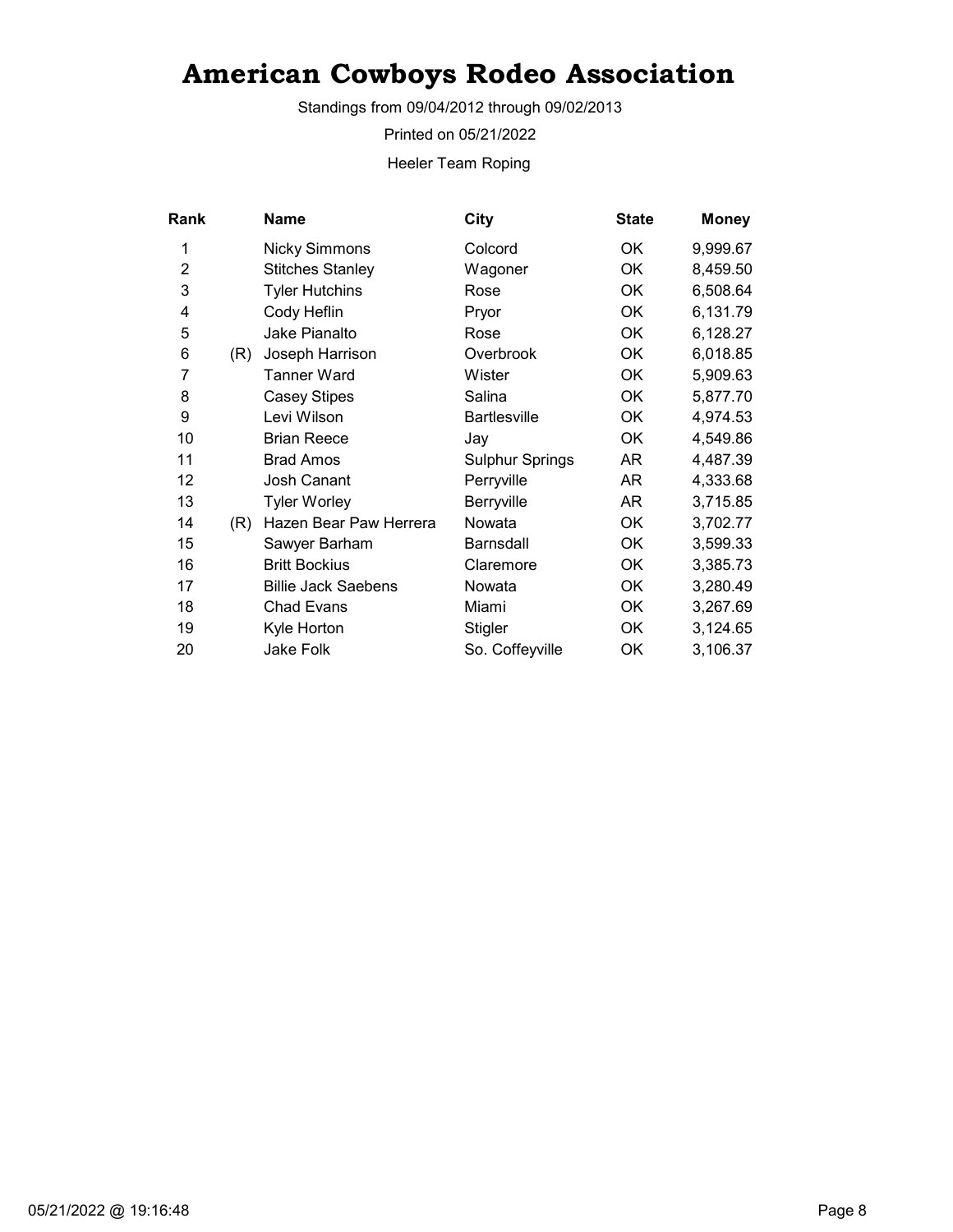# American Cowboys Rodeo Association

Standings from 09/04/2012 through 09/02/2013

Printed on 05/21/2022

Heeler Team Roping

| Rank | | Name | City | State | Money |
|---|---|---|---|---|---|
| 1 | | Nicky Simmons | Colcord | OK | 9,999.67 |
| 2 | | Stitches Stanley | Wagoner | OK | 8,459.50 |
| 3 | | Tyler Hutchins | Rose | OK | 6,508.64 |
| 4 | | Cody Heflin | Pryor | OK | 6,131.79 |
| 5 | | Jake Pianalto | Rose | OK | 6,128.27 |
| 6 | (R) | Joseph Harrison | Overbrook | OK | 6,018.85 |
| 7 | | Tanner Ward | Wister | OK | 5,909.63 |
| 8 | | Casey Stipes | Salina | OK | 5,877.70 |
| 9 | | Levi Wilson | Bartlesville | OK | 4,974.53 |
| 10 | | Brian Reece | Jay | OK | 4,549.86 |
| 11 | | Brad Amos | Sulphur Springs | AR | 4,487.39 |
| 12 | | Josh Canant | Perryville | AR | 4,333.68 |
| 13 | | Tyler Worley | Berryville | AR | 3,715.85 |
| 14 | (R) | Hazen Bear Paw Herrera | Nowata | OK | 3,702.77 |
| 15 | | Sawyer Barham | Barnsdall | OK | 3,599.33 |
| 16 | | Britt Bockius | Claremore | OK | 3,385.73 |
| 17 | | Billie Jack Saebens | Nowata | OK | 3,280.49 |
| 18 | | Chad Evans | Miami | OK | 3,267.69 |
| 19 | | Kyle Horton | Stigler | OK | 3,124.65 |
| 20 | | Jake Folk | So. Coffeyville | OK | 3,106.37 |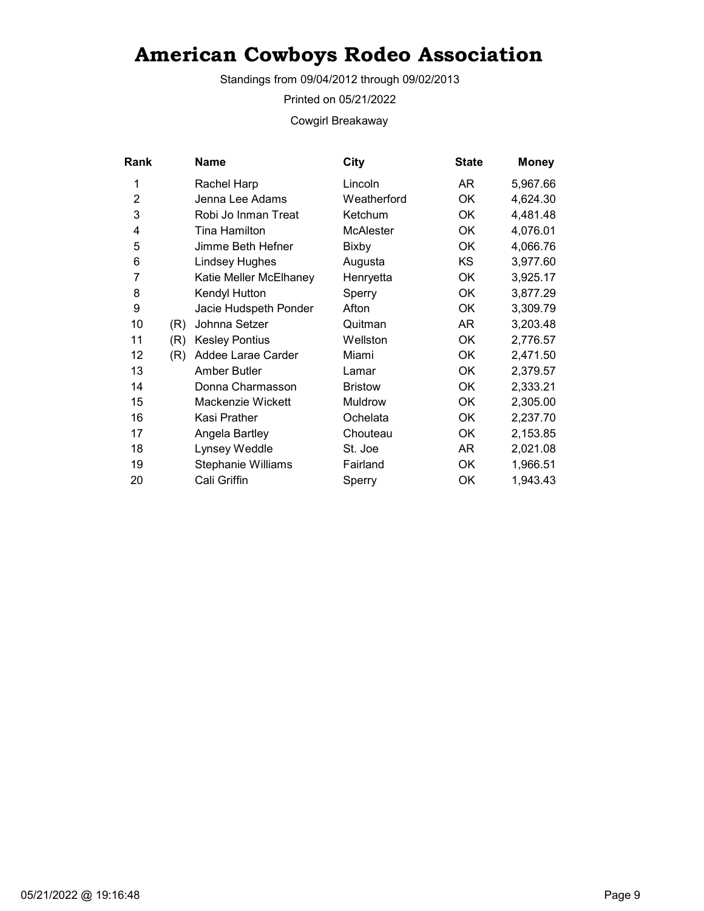# American Cowboys Rodeo Association

Standings from 09/04/2012 through 09/02/2013

Printed on 05/21/2022

Cowgirl Breakaway

| Rank | | Name | City | State | Money |
|---|---|---|---|---|---|
| 1 | | Rachel Harp | Lincoln | AR | 5,967.66 |
| 2 | | Jenna Lee Adams | Weatherford | OK | 4,624.30 |
| 3 | | Robi Jo Inman Treat | Ketchum | OK | 4,481.48 |
| 4 | | Tina Hamilton | McAlester | OK | 4,076.01 |
| 5 | | Jimme Beth Hefner | Bixby | OK | 4,066.76 |
| 6 | | Lindsey Hughes | Augusta | KS | 3,977.60 |
| 7 | | Katie Meller McElhaney | Henryetta | OK | 3,925.17 |
| 8 | | Kendyl Hutton | Sperry | OK | 3,877.29 |
| 9 | | Jacie Hudspeth Ponder | Afton | OK | 3,309.79 |
| 10 | (R) | Johnna Setzer | Quitman | AR | 3,203.48 |
| 11 | (R) | Kesley Pontius | Wellston | OK | 2,776.57 |
| 12 | (R) | Addee Larae Carder | Miami | OK | 2,471.50 |
| 13 | | Amber Butler | Lamar | OK | 2,379.57 |
| 14 | | Donna Charmasson | Bristow | OK | 2,333.21 |
| 15 | | Mackenzie Wickett | Muldrow | OK | 2,305.00 |
| 16 | | Kasi Prather | Ochelata | OK | 2,237.70 |
| 17 | | Angela Bartley | Chouteau | OK | 2,153.85 |
| 18 | | Lynsey Weddle | St. Joe | AR | 2,021.08 |
| 19 | | Stephanie Williams | Fairland | OK | 1,966.51 |
| 20 | | Cali Griffin | Sperry | OK | 1,943.43 |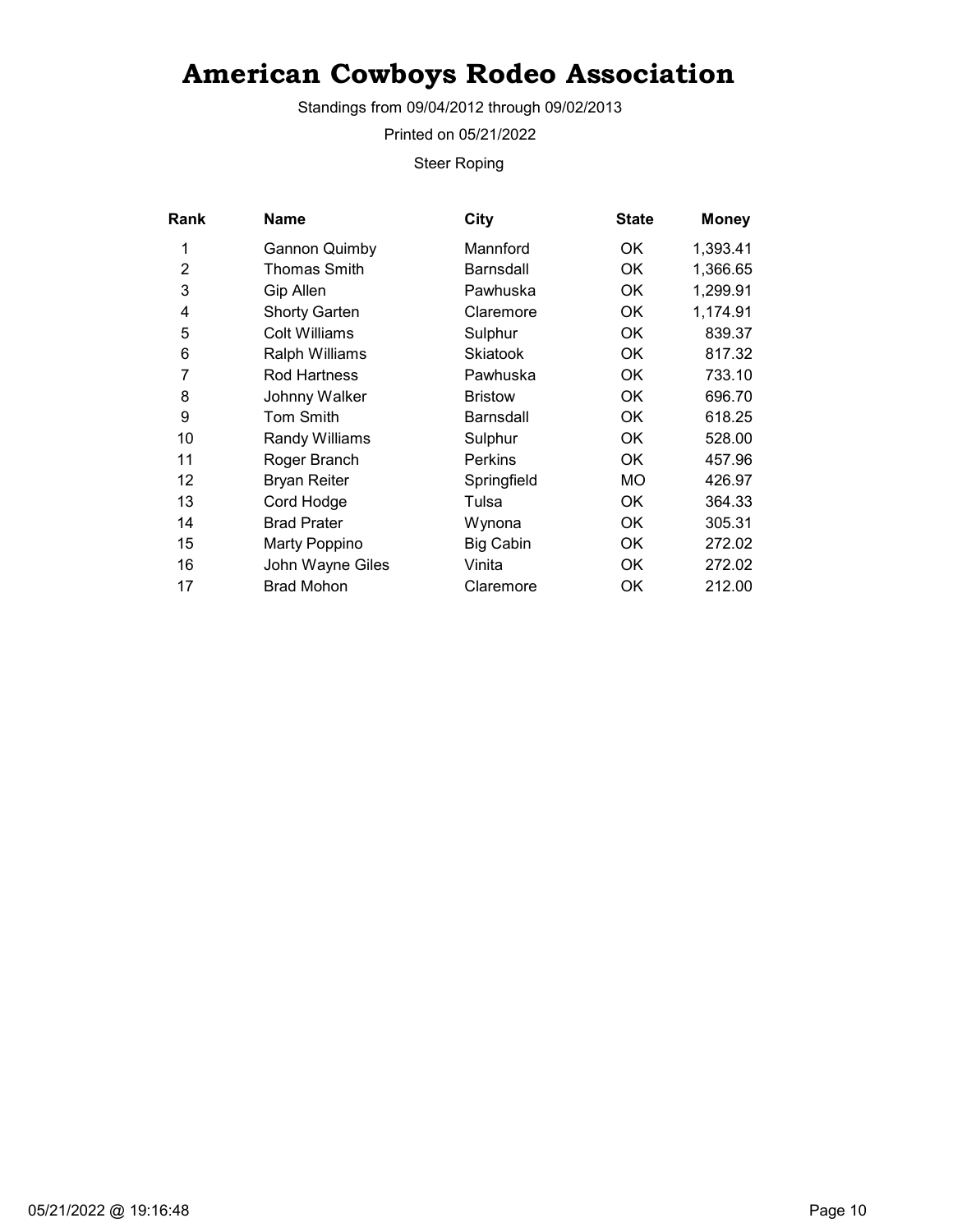# American Cowboys Rodeo Association

Standings from 09/04/2012 through 09/02/2013

Printed on 05/21/2022

Steer Roping

| Rank | Name | City | State | Money |
|---|---|---|---|---|
| 1 | Gannon Quimby | Mannford | OK | 1,393.41 |
| 2 | Thomas Smith | Barnsdall | OK | 1,366.65 |
| 3 | Gip Allen | Pawhuska | OK | 1,299.91 |
| 4 | Shorty Garten | Claremore | OK | 1,174.91 |
| 5 | Colt Williams | Sulphur | OK | 839.37 |
| 6 | Ralph Williams | Skiatook | OK | 817.32 |
| 7 | Rod Hartness | Pawhuska | OK | 733.10 |
| 8 | Johnny Walker | Bristow | OK | 696.70 |
| 9 | Tom Smith | Barnsdall | OK | 618.25 |
| 10 | Randy Williams | Sulphur | OK | 528.00 |
| 11 | Roger Branch | Perkins | OK | 457.96 |
| 12 | Bryan Reiter | Springfield | MO | 426.97 |
| 13 | Cord Hodge | Tulsa | OK | 364.33 |
| 14 | Brad Prater | Wynona | OK | 305.31 |
| 15 | Marty Poppino | Big Cabin | OK | 272.02 |
| 16 | John Wayne Giles | Vinita | OK | 272.02 |
| 17 | Brad Mohon | Claremore | OK | 212.00 |